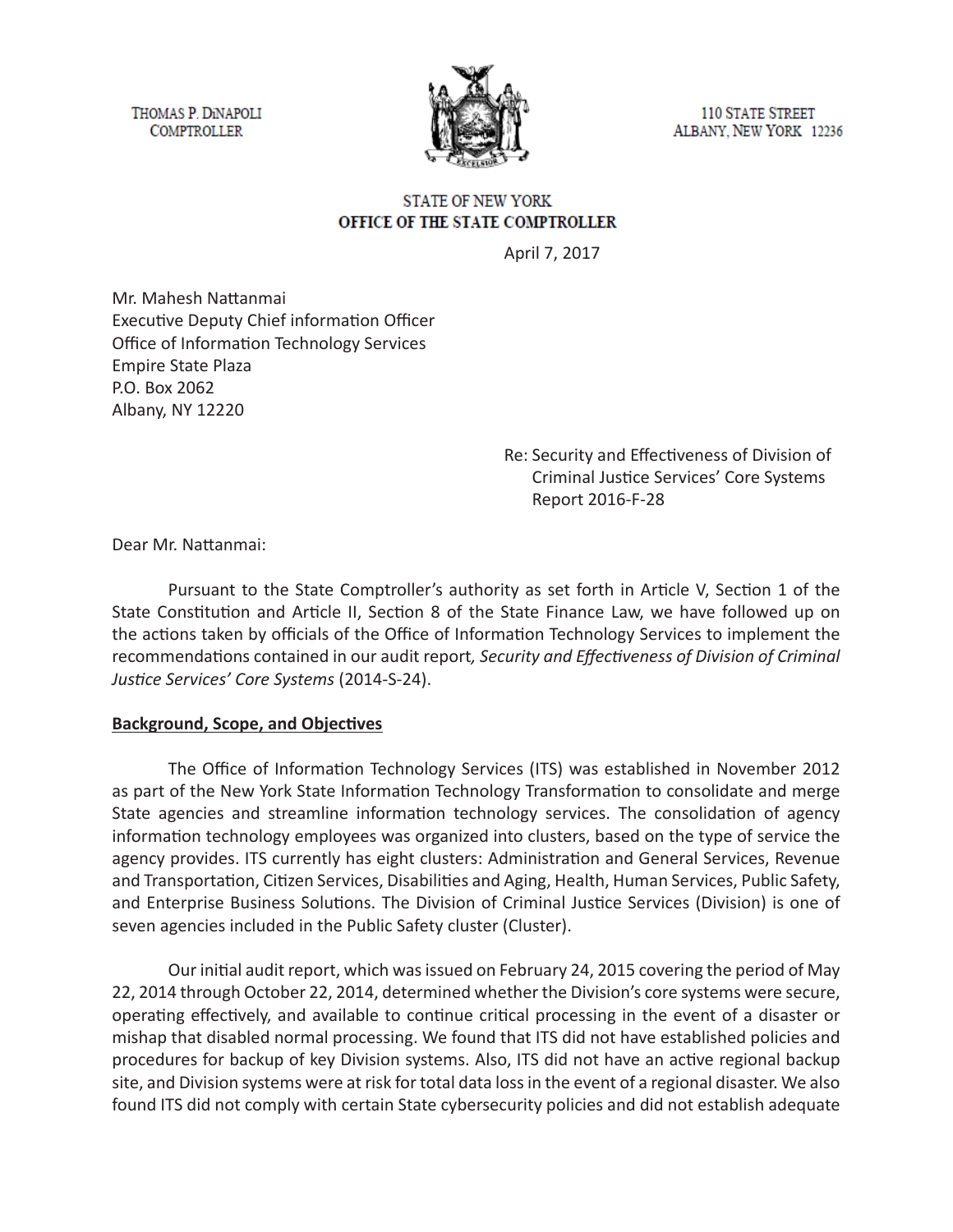THOMAS P. DiNAPOLI
COMPTROLLER

110 STATE STREET
ALBANY, NEW YORK 12236

STATE OF NEW YORK
**OFFICE OF THE STATE COMPTROLLER**

April 7, 2017

Mr. Mahesh Nattanmai
Executive Deputy Chief information Officer
Office of Information Technology Services
Empire State Plaza
P.O. Box 2062
Albany, NY 12220

Re: Security and Effectiveness of Division of Criminal Justice Services' Core Systems
Report 2016-F-28

Dear Mr. Nattanmai:

Pursuant to the State Comptroller's authority as set forth in Article V, Section 1 of the State Constitution and Article II, Section 8 of the State Finance Law, we have followed up on the actions taken by officials of the Office of Information Technology Services to implement the recommendations contained in our audit report*, Security and Effectiveness of Division of Criminal Justice Services' Core Systems* (2014-S-24).

**Background, Scope, and Objectives**

The Office of Information Technology Services (ITS) was established in November 2012 as part of the New York State Information Technology Transformation to consolidate and merge State agencies and streamline information technology services. The consolidation of agency information technology employees was organized into clusters, based on the type of service the agency provides. ITS currently has eight clusters: Administration and General Services, Revenue and Transportation, Citizen Services, Disabilities and Aging, Health, Human Services, Public Safety, and Enterprise Business Solutions. The Division of Criminal Justice Services (Division) is one of seven agencies included in the Public Safety cluster (Cluster).

Our initial audit report, which was issued on February 24, 2015 covering the period of May 22, 2014 through October 22, 2014, determined whether the Division's core systems were secure, operating effectively, and available to continue critical processing in the event of a disaster or mishap that disabled normal processing. We found that ITS did not have established policies and procedures for backup of key Division systems. Also, ITS did not have an active regional backup site, and Division systems were at risk for total data loss in the event of a regional disaster. We also found ITS did not comply with certain State cybersecurity policies and did not establish adequate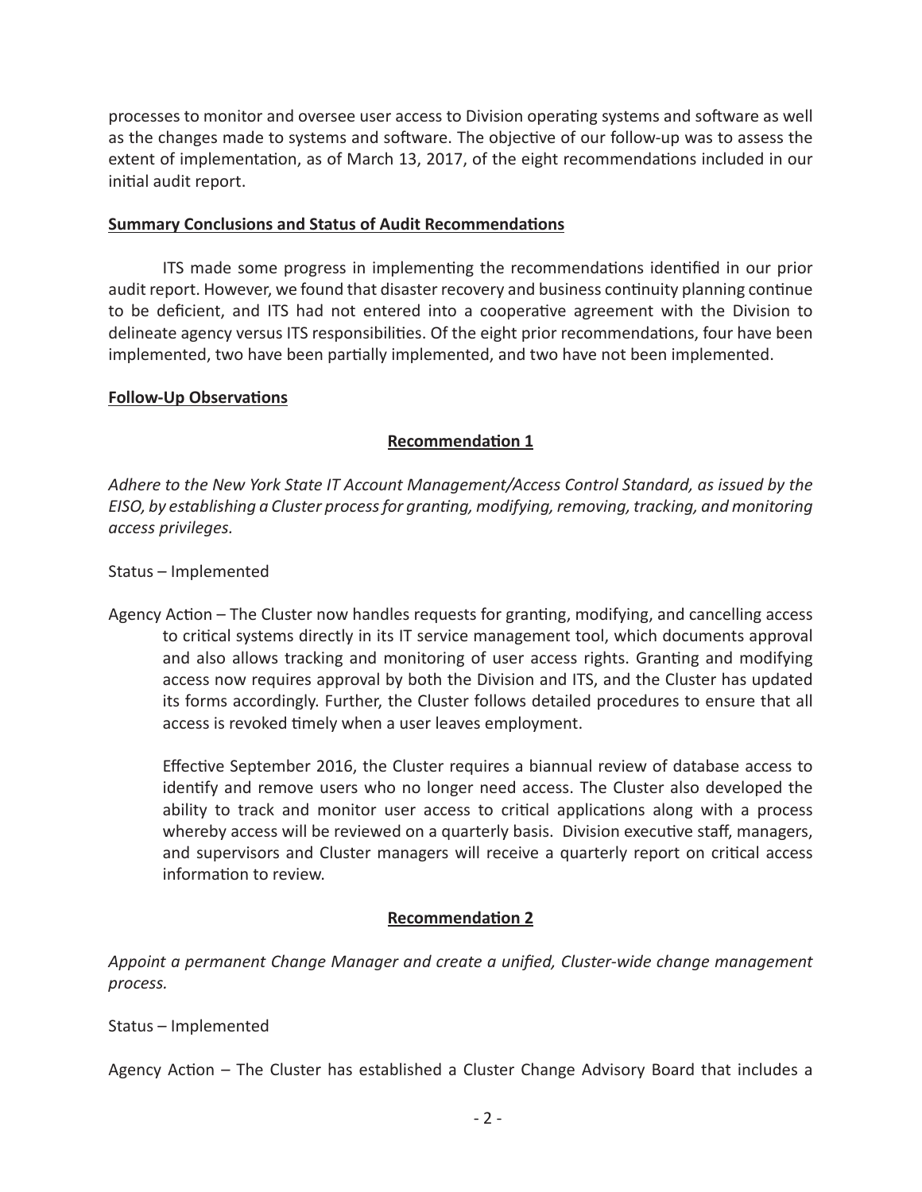processes to monitor and oversee user access to Division operating systems and software as well as the changes made to systems and software. The objective of our follow-up was to assess the extent of implementation, as of March 13, 2017, of the eight recommendations included in our initial audit report.

**Summary Conclusions and Status of Audit Recommendations**

ITS made some progress in implementing the recommendations identified in our prior audit report. However, we found that disaster recovery and business continuity planning continue to be deficient, and ITS had not entered into a cooperative agreement with the Division to delineate agency versus ITS responsibilities. Of the eight prior recommendations, four have been implemented, two have been partially implemented, and two have not been implemented.

**Follow-Up Observations**

**Recommendation 1**

*Adhere to the New York State IT Account Management/Access Control Standard, as issued by the EISO, by establishing a Cluster process for granting, modifying, removing, tracking, and monitoring access privileges.*

Status – Implemented

Agency Action – The Cluster now handles requests for granting, modifying, and cancelling access to critical systems directly in its IT service management tool, which documents approval and also allows tracking and monitoring of user access rights. Granting and modifying access now requires approval by both the Division and ITS, and the Cluster has updated its forms accordingly. Further, the Cluster follows detailed procedures to ensure that all access is revoked timely when a user leaves employment.

Effective September 2016, the Cluster requires a biannual review of database access to identify and remove users who no longer need access. The Cluster also developed the ability to track and monitor user access to critical applications along with a process whereby access will be reviewed on a quarterly basis. Division executive staff, managers, and supervisors and Cluster managers will receive a quarterly report on critical access information to review.

**Recommendation 2**

*Appoint a permanent Change Manager and create a unified, Cluster-wide change management process.*

Status – Implemented

Agency Action – The Cluster has established a Cluster Change Advisory Board that includes a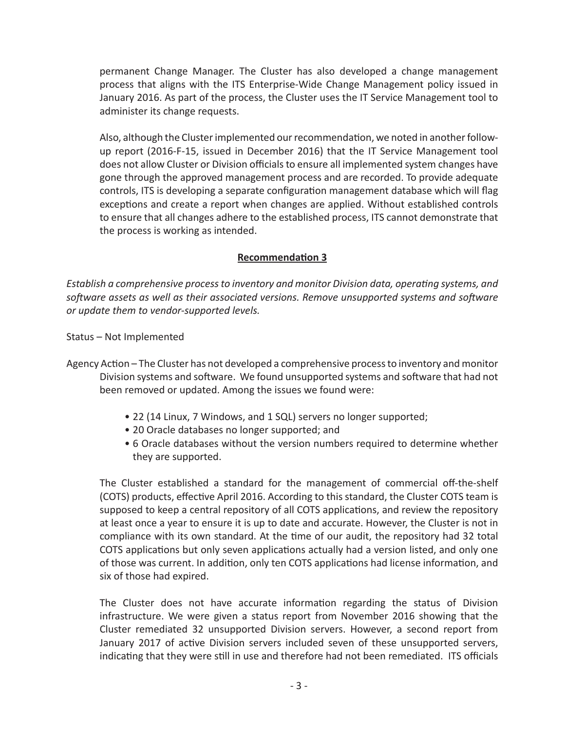permanent Change Manager. The Cluster has also developed a change management process that aligns with the ITS Enterprise-Wide Change Management policy issued in January 2016. As part of the process, the Cluster uses the IT Service Management tool to administer its change requests.

Also, although the Cluster implemented our recommendation, we noted in another follow-up report (2016-F-15, issued in December 2016) that the IT Service Management tool does not allow Cluster or Division officials to ensure all implemented system changes have gone through the approved management process and are recorded. To provide adequate controls, ITS is developing a separate configuration management database which will flag exceptions and create a report when changes are applied. Without established controls to ensure that all changes adhere to the established process, ITS cannot demonstrate that the process is working as intended.

**Recommendation 3**

*Establish a comprehensive process to inventory and monitor Division data, operating systems, and software assets as well as their associated versions. Remove unsupported systems and software or update them to vendor-supported levels.*

Status – Not Implemented

Agency Action – The Cluster has not developed a comprehensive process to inventory and monitor Division systems and software. We found unsupported systems and software that had not been removed or updated. Among the issues we found were:

- 22 (14 Linux, 7 Windows, and 1 SQL) servers no longer supported;
- 20 Oracle databases no longer supported; and
- 6 Oracle databases without the version numbers required to determine whether they are supported.

The Cluster established a standard for the management of commercial off-the-shelf (COTS) products, effective April 2016. According to this standard, the Cluster COTS team is supposed to keep a central repository of all COTS applications, and review the repository at least once a year to ensure it is up to date and accurate. However, the Cluster is not in compliance with its own standard. At the time of our audit, the repository had 32 total COTS applications but only seven applications actually had a version listed, and only one of those was current. In addition, only ten COTS applications had license information, and six of those had expired.

The Cluster does not have accurate information regarding the status of Division infrastructure. We were given a status report from November 2016 showing that the Cluster remediated 32 unsupported Division servers. However, a second report from January 2017 of active Division servers included seven of these unsupported servers, indicating that they were still in use and therefore had not been remediated. ITS officials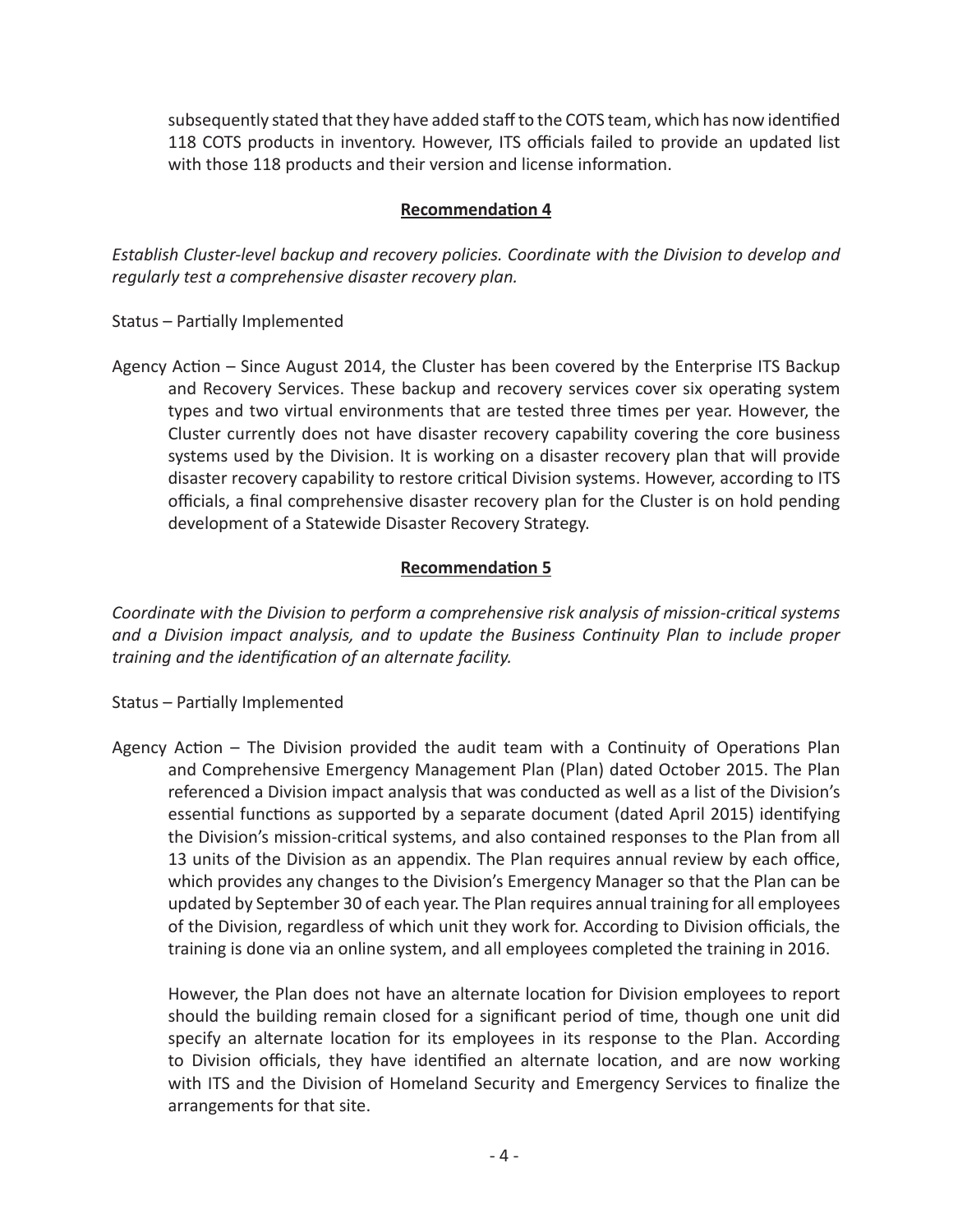subsequently stated that they have added staff to the COTS team, which has now identified 118 COTS products in inventory. However, ITS officials failed to provide an updated list with those 118 products and their version and license information.

**Recommendation 4**

*Establish Cluster-level backup and recovery policies. Coordinate with the Division to develop and regularly test a comprehensive disaster recovery plan.*

Status – Partially Implemented

Agency Action – Since August 2014, the Cluster has been covered by the Enterprise ITS Backup and Recovery Services. These backup and recovery services cover six operating system types and two virtual environments that are tested three times per year. However, the Cluster currently does not have disaster recovery capability covering the core business systems used by the Division. It is working on a disaster recovery plan that will provide disaster recovery capability to restore critical Division systems. However, according to ITS officials, a final comprehensive disaster recovery plan for the Cluster is on hold pending development of a Statewide Disaster Recovery Strategy.

**Recommendation 5**

*Coordinate with the Division to perform a comprehensive risk analysis of mission-critical systems and a Division impact analysis, and to update the Business Continuity Plan to include proper training and the identification of an alternate facility.*

Status – Partially Implemented

Agency Action – The Division provided the audit team with a Continuity of Operations Plan and Comprehensive Emergency Management Plan (Plan) dated October 2015. The Plan referenced a Division impact analysis that was conducted as well as a list of the Division's essential functions as supported by a separate document (dated April 2015) identifying the Division's mission-critical systems, and also contained responses to the Plan from all 13 units of the Division as an appendix. The Plan requires annual review by each office, which provides any changes to the Division's Emergency Manager so that the Plan can be updated by September 30 of each year. The Plan requires annual training for all employees of the Division, regardless of which unit they work for. According to Division officials, the training is done via an online system, and all employees completed the training in 2016.

However, the Plan does not have an alternate location for Division employees to report should the building remain closed for a significant period of time, though one unit did specify an alternate location for its employees in its response to the Plan. According to Division officials, they have identified an alternate location, and are now working with ITS and the Division of Homeland Security and Emergency Services to finalize the arrangements for that site.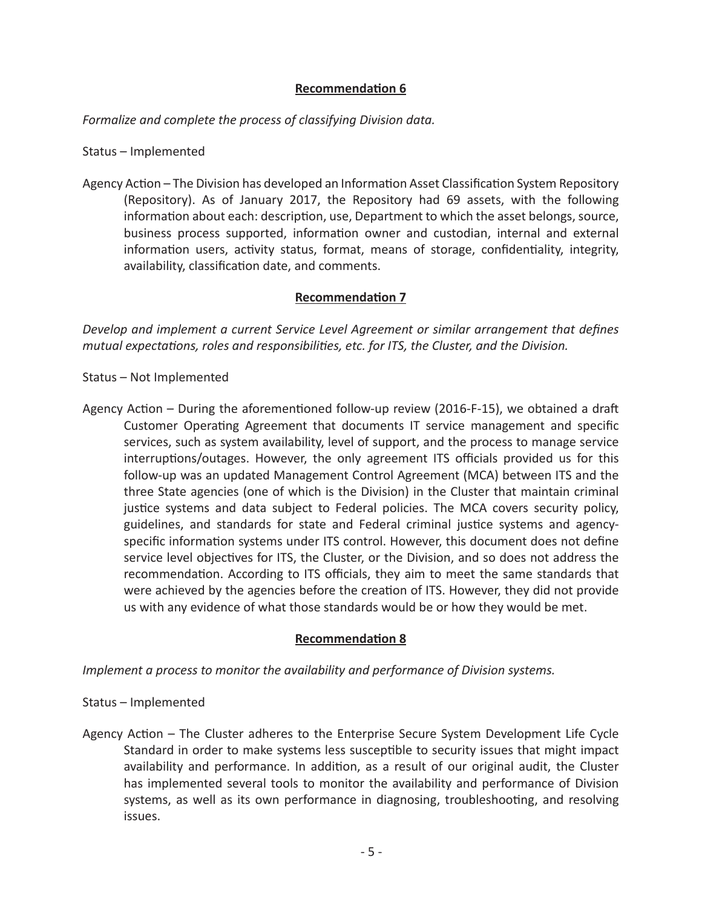### Recommendation 6

*Formalize and complete the process of classifying Division data.*

Status – Implemented

Agency Action – The Division has developed an Information Asset Classification System Repository (Repository). As of January 2017, the Repository had 69 assets, with the following information about each: description, use, Department to which the asset belongs, source, business process supported, information owner and custodian, internal and external information users, activity status, format, means of storage, confidentiality, integrity, availability, classification date, and comments.

### Recommendation 7

*Develop and implement a current Service Level Agreement or similar arrangement that defines mutual expectations, roles and responsibilities, etc. for ITS, the Cluster, and the Division.*

Status – Not Implemented

Agency Action – During the aforementioned follow-up review (2016-F-15), we obtained a draft Customer Operating Agreement that documents IT service management and specific services, such as system availability, level of support, and the process to manage service interruptions/outages. However, the only agreement ITS officials provided us for this follow-up was an updated Management Control Agreement (MCA) between ITS and the three State agencies (one of which is the Division) in the Cluster that maintain criminal justice systems and data subject to Federal policies. The MCA covers security policy, guidelines, and standards for state and Federal criminal justice systems and agency-specific information systems under ITS control. However, this document does not define service level objectives for ITS, the Cluster, or the Division, and so does not address the recommendation. According to ITS officials, they aim to meet the same standards that were achieved by the agencies before the creation of ITS. However, they did not provide us with any evidence of what those standards would be or how they would be met.

### Recommendation 8

*Implement a process to monitor the availability and performance of Division systems.*

Status – Implemented

Agency Action – The Cluster adheres to the Enterprise Secure System Development Life Cycle Standard in order to make systems less susceptible to security issues that might impact availability and performance. In addition, as a result of our original audit, the Cluster has implemented several tools to monitor the availability and performance of Division systems, as well as its own performance in diagnosing, troubleshooting, and resolving issues.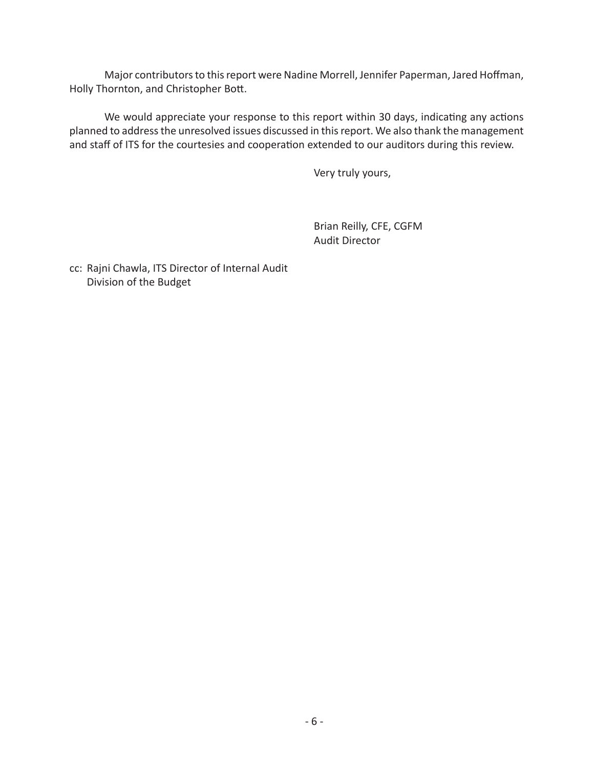Major contributors to this report were Nadine Morrell, Jennifer Paperman, Jared Hoffman, Holly Thornton, and Christopher Bott.

We would appreciate your response to this report within 30 days, indicating any actions planned to address the unresolved issues discussed in this report. We also thank the management and staff of ITS for the courtesies and cooperation extended to our auditors during this review.

Very truly yours,

Brian Reilly, CFE, CGFM
Audit Director

cc: Rajni Chawla, ITS Director of Internal Audit
Division of the Budget